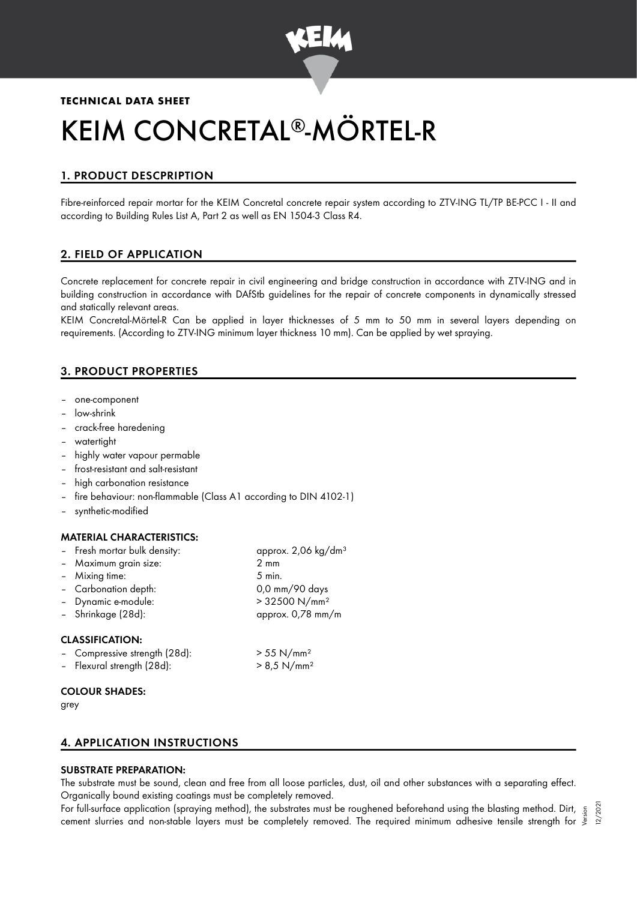**TECHNICAL DATA SHEET**

# KEIM CONCRETAL®-MÖRTEL-R

## 1. PRODUCT DESCPRIPTION

Fibre-reinforced repair mortar for the KEIM Concretal concrete repair system according to ZTV-ING TL/TP BE-PCC I - II and according to Building Rules List A, Part 2 as well as EN 1504-3 Class R4.

## 2. FIELD OF APPLICATION

Concrete replacement for concrete repair in civil engineering and bridge construction in accordance with ZTV-ING and in building construction in accordance with DAfStb guidelines for the repair of concrete components in dynamically stressed and statically relevant areas.

KEIM Concretal-Mörtel-R Can be applied in layer thicknesses of 5 mm to 50 mm in several layers depending on requirements. (According to ZTV-ING minimum layer thickness 10 mm). Can be applied by wet spraying.

## 3. PRODUCT PROPERTIES

- one-component
- low-shrink
- crack-free haredening
- watertight
- highly water vapour permable
- frost-resistant and salt-resistant
- high carbonation resistance
- fire behaviour: non-flammable (Class A1 according to DIN 4102-1)
- synthetic-modified

### MATERIAL CHARACTERISTICS:

| | |
|---|---|
| – Fresh mortar bulk density: | approx. 2,06 kg/dm³ |
| – Maximum grain size: | 2 mm |
| – Mixing time: | 5 min. |
| – Carbonation depth: | 0,0 mm/90 days |
| – Dynamic e-module: | > 32500 N/mm² |
| – Shrinkage (28d): | approx. 0,78 mm/m |

### CLASSIFICATION:

| | |
|---|---|
| – Compressive strength (28d): | > 55 N/mm² |
| – Flexural strength (28d): | > 8,5 N/mm² |

### COLOUR SHADES:

grey

## 4. APPLICATION INSTRUCTIONS

### SUBSTRATE PREPARATION:

The substrate must be sound, clean and free from all loose particles, dust, oil and other substances with a separating effect. Organically bound existing coatings must be completely removed.

For full-surface application (spraying method), the substrates must be roughened beforehand using the blasting method. Dirt, cement slurries and non-stable layers must be completely removed. The required minimum adhesive tensile strength for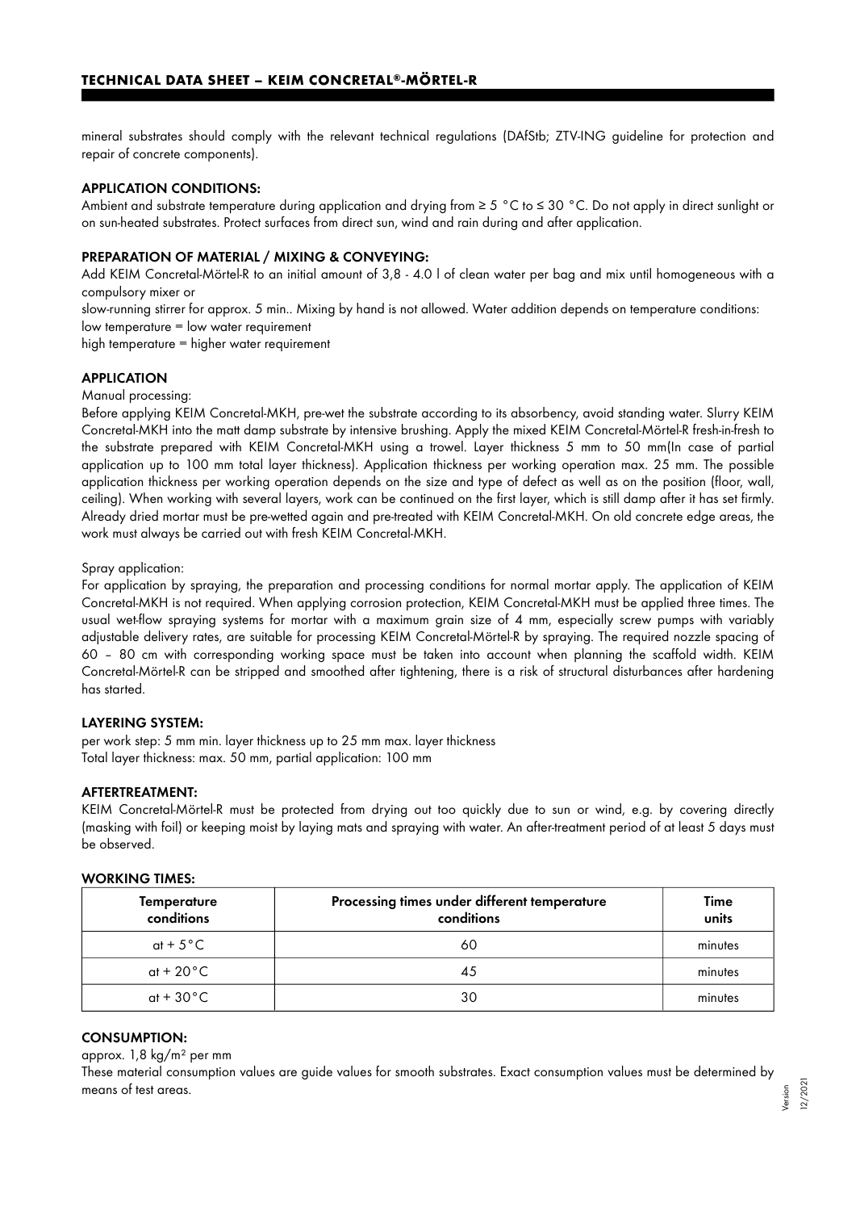mineral substrates should comply with the relevant technical regulations (DAfStb; ZTV-ING guideline for protection and repair of concrete components).

### APPLICATION CONDITIONS:

Ambient and substrate temperature during application and drying from ≥ 5 °C to ≤ 30 °C. Do not apply in direct sunlight or on sun-heated substrates. Protect surfaces from direct sun, wind and rain during and after application.

### PREPARATION OF MATERIAL / MIXING & CONVEYING:

Add KEIM Concretal-Mörtel-R to an initial amount of 3,8 - 4.0 l of clean water per bag and mix until homogeneous with a compulsory mixer or
slow-running stirrer for approx. 5 min.. Mixing by hand is not allowed. Water addition depends on temperature conditions:
low temperature = low water requirement
high temperature = higher water requirement

### APPLICATION

Manual processing:
Before applying KEIM Concretal-MKH, pre-wet the substrate according to its absorbency, avoid standing water. Slurry KEIM Concretal-MKH into the matt damp substrate by intensive brushing. Apply the mixed KEIM Concretal-Mörtel-R fresh-in-fresh to the substrate prepared with KEIM Concretal-MKH using a trowel. Layer thickness 5 mm to 50 mm(In case of partial application up to 100 mm total layer thickness). Application thickness per working operation max. 25 mm. The possible application thickness per working operation depends on the size and type of defect as well as on the position (floor, wall, ceiling). When working with several layers, work can be continued on the first layer, which is still damp after it has set firmly. Already dried mortar must be pre-wetted again and pre-treated with KEIM Concretal-MKH. On old concrete edge areas, the work must always be carried out with fresh KEIM Concretal-MKH.

Spray application:
For application by spraying, the preparation and processing conditions for normal mortar apply. The application of KEIM Concretal-MKH is not required. When applying corrosion protection, KEIM Concretal-MKH must be applied three times. The usual wet-flow spraying systems for mortar with a maximum grain size of 4 mm, especially screw pumps with variably adjustable delivery rates, are suitable for processing KEIM Concretal-Mörtel-R by spraying. The required nozzle spacing of 60 – 80 cm with corresponding working space must be taken into account when planning the scaffold width. KEIM Concretal-Mörtel-R can be stripped and smoothed after tightening, there is a risk of structural disturbances after hardening has started.

### LAYERING SYSTEM:

per work step: 5 mm min. layer thickness up to 25 mm max. layer thickness
Total layer thickness: max. 50 mm, partial application: 100 mm

### AFTERTREATMENT:

KEIM Concretal-Mörtel-R must be protected from drying out too quickly due to sun or wind, e.g. by covering directly (masking with foil) or keeping moist by laying mats and spraying with water. An after-treatment period of at least 5 days must be observed.

### WORKING TIMES:

| Temperature conditions | Processing times under different temperature conditions | Time units |
|---|---|---|
| at + 5°C | 60 | minutes |
| at + 20°C | 45 | minutes |
| at + 30°C | 30 | minutes |

### CONSUMPTION:

approx. 1,8 kg/m² per mm
These material consumption values are guide values for smooth substrates. Exact consumption values must be determined by means of test areas.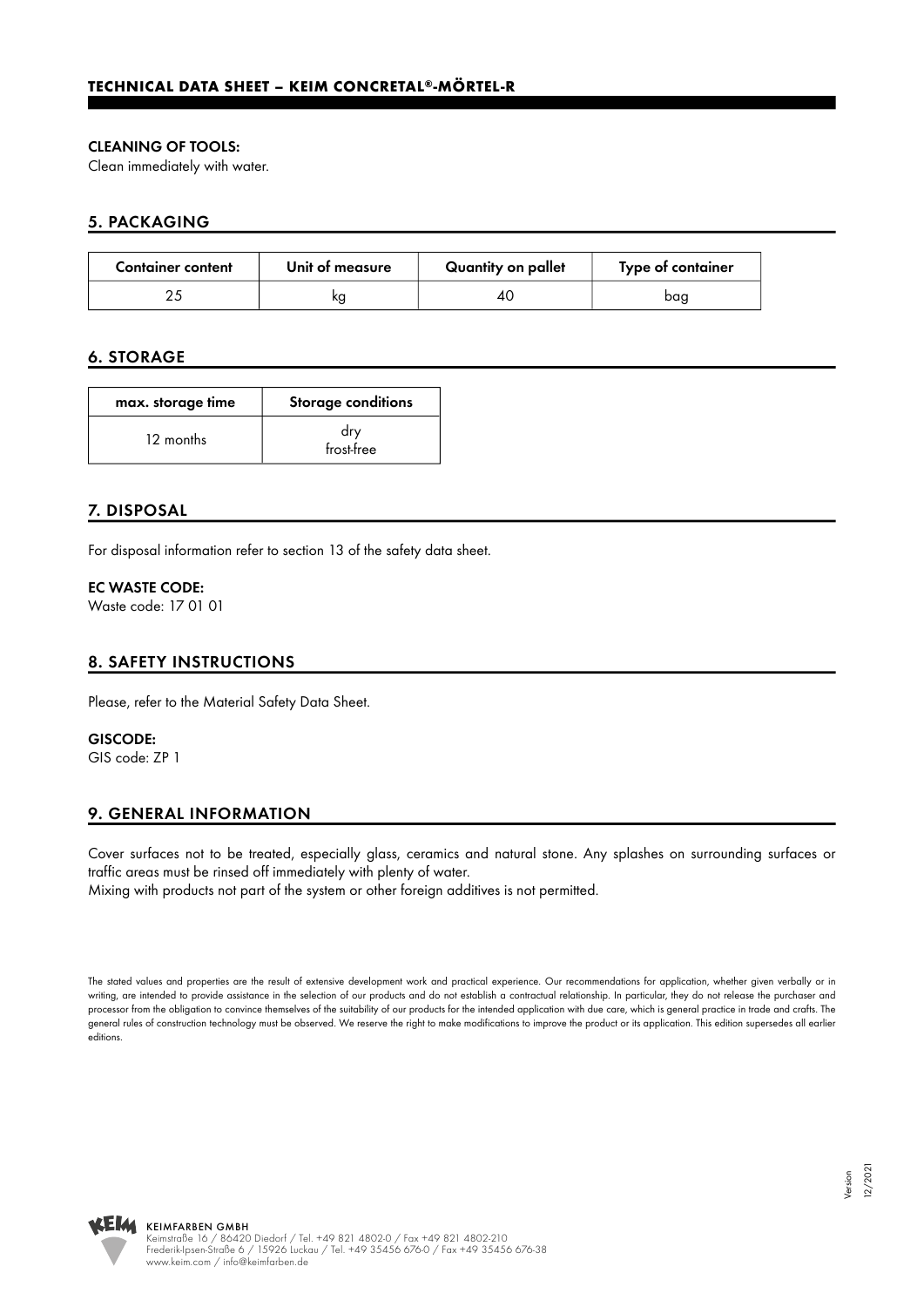#### CLEANING OF TOOLS:
Clean immediately with water.

## 5. PACKAGING

| Container content | Unit of measure | Quantity on pallet | Type of container |
| --- | --- | --- | --- |
| 25 | kg | 40 | bag |

## 6. STORAGE

| max. storage time | Storage conditions |
| --- | --- |
| 12 months | dry<br>frost-free |

## 7. DISPOSAL

For disposal information refer to section 13 of the safety data sheet.

#### EC WASTE CODE:
Waste code: 17 01 01

## 8. SAFETY INSTRUCTIONS

Please, refer to the Material Safety Data Sheet.

#### GISCODE:
GIS code: ZP 1

## 9. GENERAL INFORMATION

Cover surfaces not to be treated, especially glass, ceramics and natural stone. Any splashes on surrounding surfaces or traffic areas must be rinsed off immediately with plenty of water.
Mixing with products not part of the system or other foreign additives is not permitted.

The stated values and properties are the result of extensive development work and practical experience. Our recommendations for application, whether given verbally or in writing, are intended to provide assistance in the selection of our products and do not establish a contractual relationship. In particular, they do not release the purchaser and processor from the obligation to convince themselves of the suitability of our products for the intended application with due care, which is general practice in trade and crafts. The general rules of construction technology must be observed. We reserve the right to make modifications to improve the product or its application. This edition supersedes all earlier editions.

KEIMFARBEN GMBH
Keimstraße 16 / 86420 Diedorf / Tel. +49 821 4802-0 / Fax +49 821 4802-210
Frederik-Ipsen-Straße 6 / 15926 Luckau / Tel. +49 35456 676-0 / Fax +49 35456 676-38
www.keim.com / info@keimfarben.de

Version 12/2021